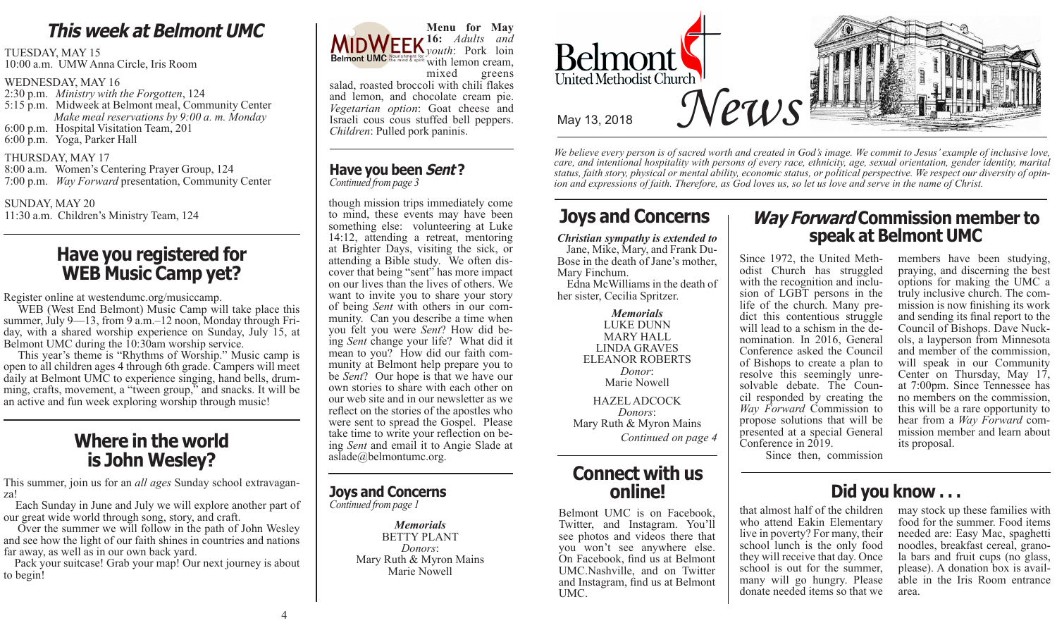# This week at Belmont UMC

TUESDAY, MAY 15
10:00 a.m. UMW Anna Circle, Iris Room

WEDNESDAY, MAY 16
2:30 p.m. *Ministry with the Forgotten*, 124
5:15 p.m. Midweek at Belmont meal, Community Center
*Make meal reservations by 9:00 a. m. Monday*
6:00 p.m. Hospital Visitation Team, 201
6:00 p.m. Yoga, Parker Hall

THURSDAY, MAY 17
8:00 a.m. Women's Centering Prayer Group, 124
7:00 p.m. *Way Forward* presentation, Community Center

SUNDAY, MAY 20
11:30 a.m. Children's Ministry Team, 124

## Have you registered for WEB Music Camp yet?

Register online at westendumc.org/musiccamp.

WEB (West End Belmont) Music Camp will take place this summer, July 9—13, from 9 a.m.–12 noon, Monday through Friday, with a shared worship experience on Sunday, July 15, at Belmont UMC during the 10:30am worship service.

This year's theme is "Rhythms of Worship." Music camp is open to all children ages 4 through 6th grade. Campers will meet daily at Belmont UMC to experience singing, hand bells, drumming, crafts, movement, a "tween group," and snacks. It will be an active and fun week exploring worship through music!

## Where in the world is John Wesley?

This summer, join us for an *all ages* Sunday school extravaganza!

Each Sunday in June and July we will explore another part of our great wide world through song, story, and craft.

Over the summer we will follow in the path of John Wesley and see how the light of our faith shines in countries and nations far away, as well as in our own back yard.

Pack your suitcase! Grab your map! Our next journey is about to begin!

**MIDWEEK** Belmont UMC Nourishment for the mind & spirit

**Menu for May 16:** *Adults and youth*: Pork loin with lemon cream, mixed greens salad, roasted broccoli with chili flakes and lemon, and chocolate cream pie. *Vegetarian option*: Goat cheese and Israeli cous cous stuffed bell peppers. *Children*: Pulled pork paninis.

## Have you been *Sent*?

*Continued from page 3*

though mission trips immediately come to mind, these events may have been something else: volunteering at Luke 14:12, attending a retreat, mentoring at Brighter Days, visiting the sick, or attending a Bible study. We often discover that being "sent" has more impact on our lives than the lives of others. We want to invite you to share your story of being *Sent* with others in our community. Can you describe a time when you felt you were *Sent*? How did being *Sent* change your life? What did it mean to you? How did our faith community at Belmont help prepare you to be *Sent*? Our hope is that we have our own stories to share with each other on our web site and in our newsletter as we reflect on the stories of the apostles who were sent to spread the Gospel. Please take time to write your reflection on being *Sent* and email it to Angie Slade at aslade@belmontumc.org.

## Joys and Concerns

*Continued from page 1*

***Memorials***
BETTY PLANT
*Donors*:
Mary Ruth & Myron Mains
Marie Nowell

# Belmont United Methodist Church *News*

May 13, 2018

*We believe every person is of sacred worth and created in God's image. We commit to Jesus' example of inclusive love, care, and intentional hospitality with persons of every race, ethnicity, age, sexual orientation, gender identity, marital status, faith story, physical or mental ability, economic status, or political perspective. We respect our diversity of opinion and expressions of faith. Therefore, as God loves us, so let us love and serve in the name of Christ.*

## Joys and Concerns

***Christian sympathy is extended to***

Jane, Mike, Mary, and Frank DuBose in the death of Jane's mother, Mary Finchum.

Edna McWilliams in the death of her sister, Cecilia Spritzer.

***Memorials***
LUKE DUNN
MARY HALL
LINDA GRAVES
ELEANOR ROBERTS
*Donor*:
Marie Nowell

HAZEL ADCOCK
*Donors*:
Mary Ruth & Myron Mains

*Continued on page 4*

## Connect with us online!

Belmont UMC is on Facebook, Twitter, and Instagram. You'll see photos and videos there that you won't see anywhere else. On Facebook, find us at Belmont UMC.Nashville, and on Twitter and Instagram, find us at Belmont UMC.

## *Way Forward* Commission member to speak at Belmont UMC

Since 1972, the United Methodist Church has struggled with the recognition and inclusion of LGBT persons in the life of the church. Many predict this contentious struggle will lead to a schism in the denomination. In 2016, General Conference asked the Council of Bishops to create a plan to resolve this seemingly unresolvable debate. The Council responded by creating the *Way Forward* Commission to propose solutions that will be presented at a special General Conference in 2019.

Since then, commission members have been studying, praying, and discerning the best options for making the UMC a truly inclusive church. The commission is now finishing its work and sending its final report to the Council of Bishops. Dave Nuckols, a layperson from Minnesota and member of the commission, will speak in our Community Center on Thursday, May 17, at 7:00pm. Since Tennessee has no members on the commission, this will be a rare opportunity to hear from a *Way Forward* commission member and learn about its proposal.

## Did you know . . .

that almost half of the children who attend Eakin Elementary live in poverty? For many, their school lunch is the only food they will receive that day. Once school is out for the summer, many will go hungry. Please donate needed items so that we may stock up these families with food for the summer. Food items needed are: Easy Mac, spaghetti noodles, breakfast cereal, granola bars and fruit cups (no glass, please). A donation box is available in the Iris Room entrance area.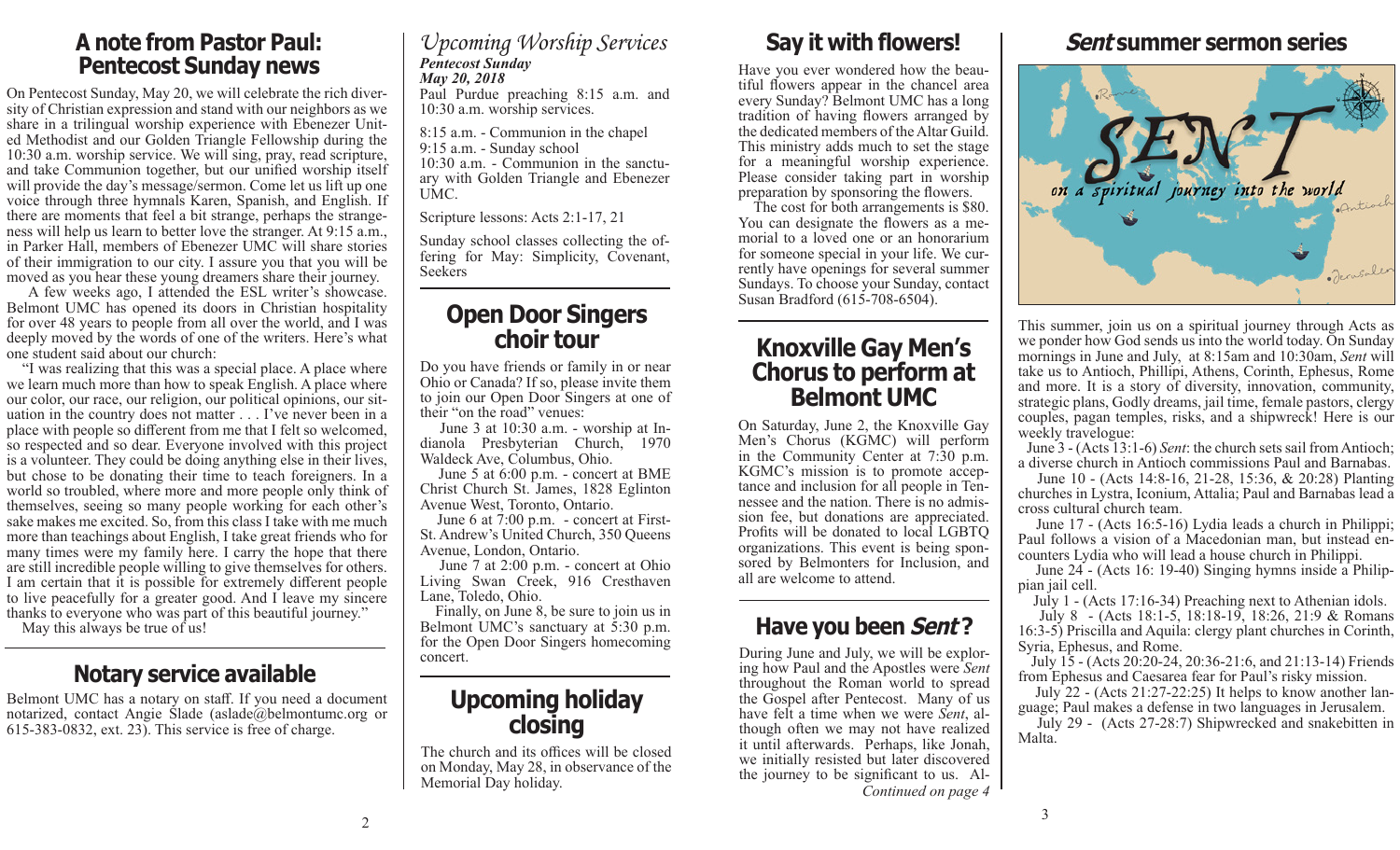## A note from Pastor Paul: Pentecost Sunday news

On Pentecost Sunday, May 20, we will celebrate the rich diversity of Christian expression and stand with our neighbors as we share in a trilingual worship experience with Ebenezer United Methodist and our Golden Triangle Fellowship during the 10:30 a.m. worship service. We will sing, pray, read scripture, and take Communion together, but our unified worship itself will provide the day's message/sermon. Come let us lift up one voice through three hymnals Karen, Spanish, and English. If there are moments that feel a bit strange, perhaps the strangeness will help us learn to better love the stranger. At 9:15 a.m., in Parker Hall, members of Ebenezer UMC will share stories of their immigration to our city. I assure you that you will be moved as you hear these young dreamers share their journey.

A few weeks ago, I attended the ESL writer's showcase. Belmont UMC has opened its doors in Christian hospitality for over 48 years to people from all over the world, and I was deeply moved by the words of one of the writers. Here's what one student said about our church:

"I was realizing that this was a special place. A place where we learn much more than how to speak English. A place where our color, our race, our religion, our political opinions, our situation in the country does not matter . . . I've never been in a place with people so different from me that I felt so welcomed, so respected and so dear. Everyone involved with this project is a volunteer. They could be doing anything else in their lives, but chose to be donating their time to teach foreigners. In a world so troubled, where more and more people only think of themselves, seeing so many people working for each other's sake makes me excited. So, from this class I take with me much more than teachings about English, I take great friends who for many times were my family here. I carry the hope that there are still incredible people willing to give themselves for others. I am certain that it is possible for extremely different people to live peacefully for a greater good. And I leave my sincere thanks to everyone who was part of this beautiful journey."

May this always be true of us!

## Notary service available

Belmont UMC has a notary on staff. If you need a document notarized, contact Angie Slade (aslade@belmontumc.org or 615-383-0832, ext. 23). This service is free of charge.

## *Upcoming Worship Services*

***Pentecost Sunday***
***May 20, 2018***

Paul Purdue preaching 8:15 a.m. and 10:30 a.m. worship services.

8:15 a.m. - Communion in the chapel
9:15 a.m. - Sunday school
10:30 a.m. - Communion in the sanctuary with Golden Triangle and Ebenezer UMC.

Scripture lessons: Acts 2:1-17, 21

Sunday school classes collecting the offering for May: Simplicity, Covenant, Seekers

## Open Door Singers choir tour

Do you have friends or family in or near Ohio or Canada? If so, please invite them to join our Open Door Singers at one of their "on the road" venues:

June 3 at 10:30 a.m. - worship at Indianola Presbyterian Church, 1970 Waldeck Ave, Columbus, Ohio.

June 5 at 6:00 p.m. - concert at BME Christ Church St. James, 1828 Eglinton Avenue West, Toronto, Ontario.

June 6 at 7:00 p.m. - concert at First-St. Andrew's United Church, 350 Queens Avenue, London, Ontario.

June 7 at 2:00 p.m. - concert at Ohio Living Swan Creek, 916 Cresthaven Lane, Toledo, Ohio.

Finally, on June 8, be sure to join us in Belmont UMC's sanctuary at 5:30 p.m. for the Open Door Singers homecoming concert.

## Upcoming holiday closing

The church and its offices will be closed on Monday, May 28, in observance of the Memorial Day holiday.

## Say it with flowers!

Have you ever wondered how the beautiful flowers appear in the chancel area every Sunday? Belmont UMC has a long tradition of having flowers arranged by the dedicated members of the Altar Guild. This ministry adds much to set the stage for a meaningful worship experience. Please consider taking part in worship preparation by sponsoring the flowers.

The cost for both arrangements is $80. You can designate the flowers as a memorial to a loved one or an honorarium for someone special in your life. We currently have openings for several summer Sundays. To choose your Sunday, contact Susan Bradford (615-708-6504).

## Knoxville Gay Men's Chorus to perform at Belmont UMC

On Saturday, June 2, the Knoxville Gay Men's Chorus (KGMC) will perform in the Community Center at 7:30 p.m. KGMC's mission is to promote acceptance and inclusion for all people in Tennessee and the nation. There is no admission fee, but donations are appreciated. Profits will be donated to local LGBTQ organizations. This event is being sponsored by Belmonters for Inclusion, and all are welcome to attend.

## Have you been *Sent*?

During June and July, we will be exploring how Paul and the Apostles were *Sent* throughout the Roman world to spread the Gospel after Pentecost. Many of us have felt a time when we were *Sent*, although often we may not have realized it until afterwards. Perhaps, like Jonah, we initially resisted but later discovered the journey to be significant to us. Al-

*Continued on page 4*

## *Sent* summer sermon series

SENT on a spiritual journey into the world

This summer, join us on a spiritual journey through Acts as we ponder how God sends us into the world today. On Sunday mornings in June and July, at 8:15am and 10:30am, *Sent* will take us to Antioch, Phillipi, Athens, Corinth, Ephesus, Rome and more. It is a story of diversity, innovation, community, strategic plans, Godly dreams, jail time, female pastors, clergy couples, pagan temples, risks, and a shipwreck! Here is our weekly travelogue:

June 3 - (Acts 13:1-6) *Sent*: the church sets sail from Antioch; a diverse church in Antioch commissions Paul and Barnabas.

June 10 - (Acts 14:8-16, 21-28, 15:36, & 20:28) Planting churches in Lystra, Iconium, Attalia; Paul and Barnabas lead a cross cultural church team.

June 17 - (Acts 16:5-16) Lydia leads a church in Philippi; Paul follows a vision of a Macedonian man, but instead encounters Lydia who will lead a house church in Philippi.

June 24 - (Acts 16: 19-40) Singing hymns inside a Philippian jail cell.

July 1 - (Acts 17:16-34) Preaching next to Athenian idols.

July 8 - (Acts 18:1-5, 18:18-19, 18:26, 21:9 & Romans 16:3-5) Priscilla and Aquila: clergy plant churches in Corinth, Syria, Ephesus, and Rome.

July 15 - (Acts 20:20-24, 20:36-21:6, and 21:13-14) Friends from Ephesus and Caesarea fear for Paul's risky mission.

July 22 - (Acts 21:27-22:25) It helps to know another language; Paul makes a defense in two languages in Jerusalem.

July 29 - (Acts 27-28:7) Shipwrecked and snakebitten in Malta.